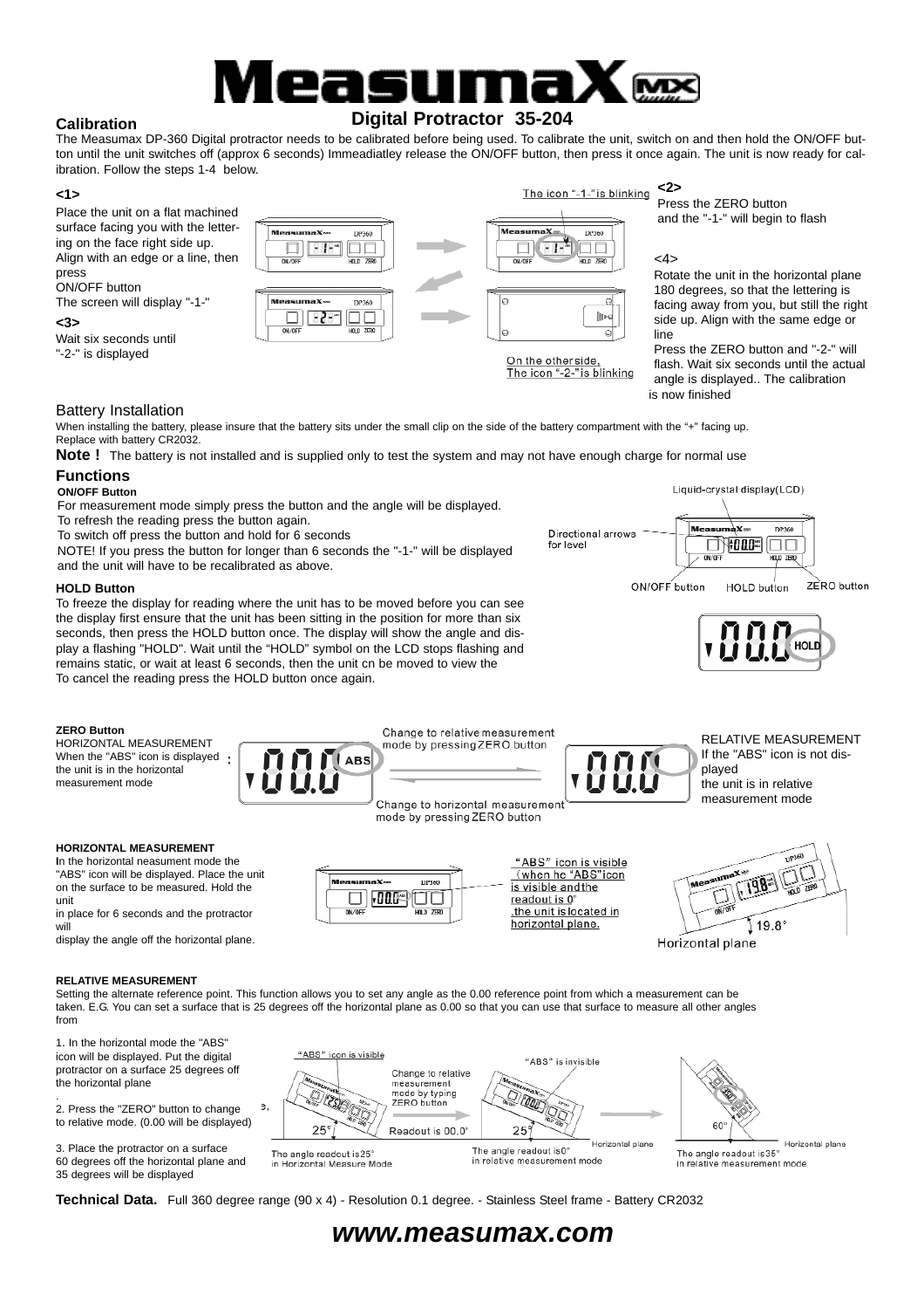# MeasumaX

## Digital Protractor 35-204

### Calibration

The Measumax DP-360 Digital protractor needs to be calibrated before being used. To calibrate the unit, switch on and then hold the ON/OFF button until the unit switches off (approx 6 seconds) Immediatley release the ON/OFF button, then press it once again. The unit is now ready for calibration. Follow the steps 1-4 below.

**<1>**

Place the unit on a flat machined surface facing you with the lettering on the face right side up. Align with an edge or a line, then press ON/OFF button

The screen will display "-1-"

**<2>**

Press the ZERO button and the "-1-" will begin to flash

The icon "-1-" is blinking

**<3>**

Wait six seconds until "-2-" is displayed

**<4>**

Rotate the unit in the horizontal plane 180 degrees, so that the lettering is facing away from you, but still the right side up. Align with the same edge or line

Press the ZERO button and "-2-" will flash. Wait six seconds until the actual angle is displayed.. The calibration is now finished

On the other side, The icon "-2-" is blinking

### Battery Installation

When installing the battery, please insure that the battery sits under the small clip on the side of the battery compartment with the "+" facing up. Replace with battery CR2032.

**Note !** The battery is not installed and is supplied only to test the system and may not have enough charge for normal use

### Functions

**ON/OFF Button**

For measurement mode simply press the button and the angle will be displayed.
To refresh the reading press the button again.
To switch off press the button and hold for 6 seconds
NOTE! If you press the button for longer than 6 seconds the "-1-" will be displayed and the unit will have to be recalibrated as above.

Liquid-crystal display(LCD)

Directional arrows for level

ON/OFF button HOLD button ZERO button

**HOLD Button**

To freeze the display for reading where the unit has to be moved before you can see the display first ensure that the unit has been sitting in the position for more than six seconds, then press the HOLD button once. The display will show the angle and display a flashing "HOLD". Wait until the "HOLD" symbol on the LCD stops flashing and remains static, or wait at least 6 seconds, then the unit cn be moved to view the
To cancel the reading press the HOLD button once again.

**ZERO Button**

HORIZONTAL MEASUREMENT
When the "ABS" icon is displayed the unit is in the horizontal measurement mode

Change to relative measurement mode by pressing ZERO button

Change to horizontal measurement mode by pressing ZERO button

RELATIVE MEASUREMENT
If the "ABS" icon is not displayed the unit is in relative measurement mode

**HORIZONTAL MEASUREMENT**

In the horizontal neasument mode the "ABS" icon will be displayed. Place the unit on the surface to be measured. Hold the unit in place for 6 seconds and the protractor will display the angle off the horizontal plane.

"ABS" icon is visible (when he "ABS" icon is visible and the readout is 0°, the unit is located in horizontal plane.

19.8° Horizontal plane

**RELATIVE MEASUREMENT**

Setting the alternate reference point. This function allows you to set any angle as the 0.00 reference point from which a measurement can be taken. E.G. You can set a surface that is 25 degrees off the horizontal plane as 0.00 so that you can use that surface to measure all other angles from

1. In the horizontal mode the "ABS" icon will be displayed. Put the digital protractor on a surface 25 degrees off the horizontal plane

2. Press the "ZERO" button to change to relative mode. (0.00 will be displayed)

3. Place the protractor on a surface 60 degrees off the horizontal plane and 35 degrees will be displayed

"ABS" icon is visible — The angle readout is 25° in Horizontal Measure Mode

Change to relative measurement mode by typing ZERO button — Readout is 00.0°

"ABS" is invisible — The angle readout is 0° in relative measurement mode

The angle readout is 35° in relative measurement mode

**Technical Data.** Full 360 degree range (90 x 4) - Resolution 0.1 degree. - Stainless Steel frame - Battery CR2032

***www.measumax.com***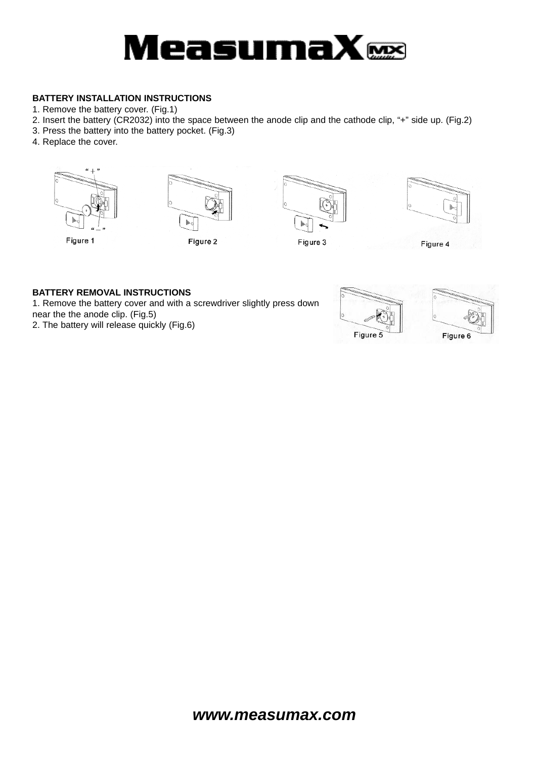# MeasumaX

**BATTERY INSTALLATION INSTRUCTIONS**

1. Remove the battery cover. (Fig.1)
2. Insert the battery (CR2032) into the space between the anode clip and the cathode clip, “+” side up. (Fig.2)
3. Press the battery into the battery pocket. (Fig.3)
4. Replace the cover.

“+”
“–”

Figure 1

Figure 2

Figure 3

Figure 4

**BATTERY REMOVAL INSTRUCTIONS**

1. Remove the battery cover and with a screwdriver slightly press down near the the anode clip. (Fig.5)
2. The battery will release quickly (Fig.6)

Figure 5

Figure 6

***www.measumax.com***